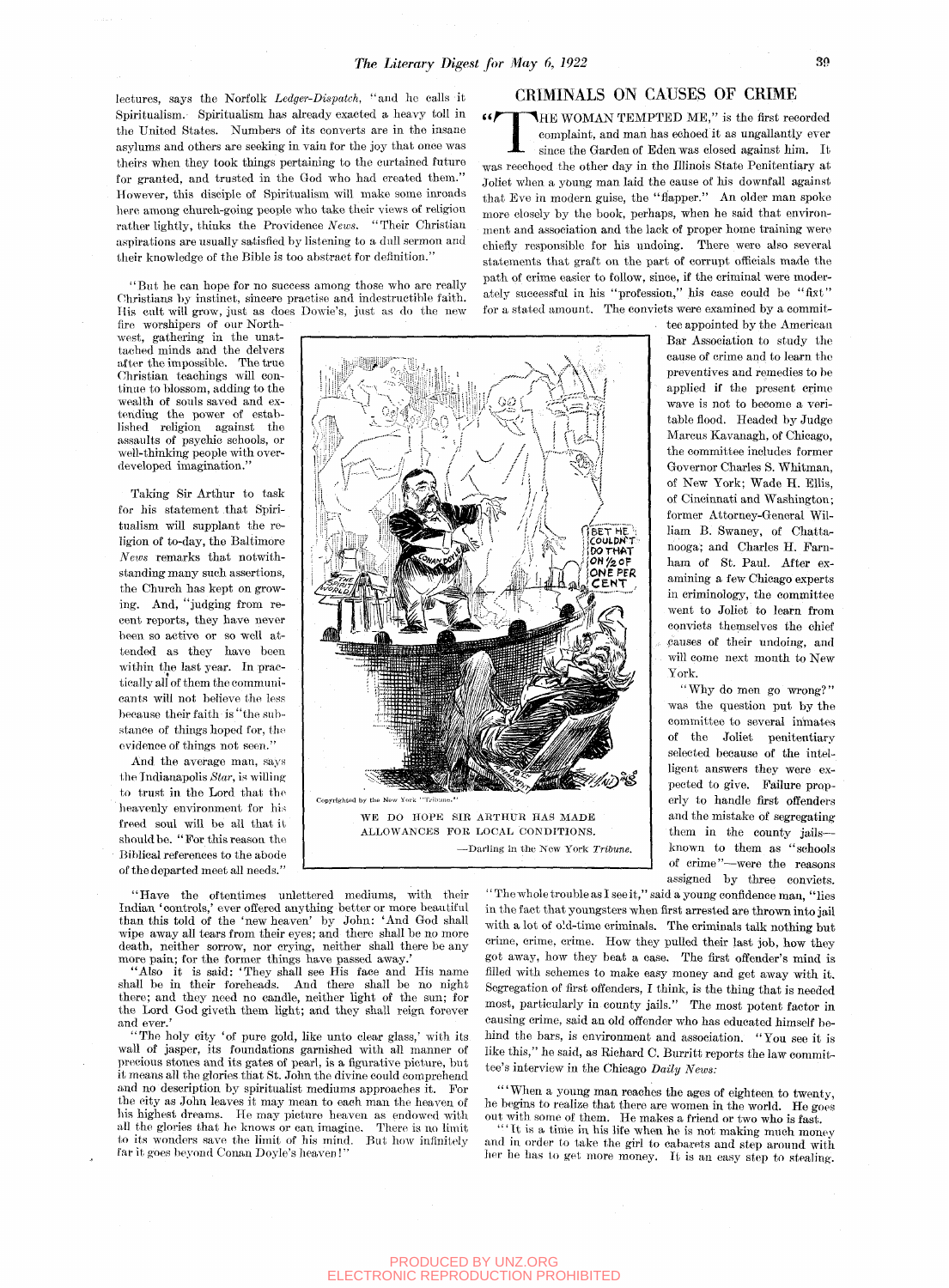lectures, says the Norfolk *Ledger-Dispatch*, "and he calls it Spiritualism. Spiritualism has already exacted a heavy toll in the United States. Numbers of its converts are in the insane asylums and others are seeking in vain for the joy that once was theirs when they took things pertaining to the curtained future for granted, and trusted in the God who had created them." However, this disciple of Spiritualism will make some inroads here among church-going people who take their views of religion rather lightly, thinks the Providence *News*. "Their Christian aspirations are usually satisfied by listening to a dull sermon and their knowledge of the Bible is too abstract for definition."

"But he can hope for no success among those who are really Christians by instinct, sincere practise and indestructible faith. His cult will grow, just as does Dowie's, just as do the new fire worshipers of our Northwest, gathering in the unattached minds and the delvers after the impossible. The true Christian teachings will continue to blossom, adding to the wealth of souls saved and extending the power of established religion against the assaults of psychic schools, or well-thinking people with overdeveloped imagination."

Taking Sir Arthur to task for his statement that Spiritualism will supplant the religion of to-day, the Baltimore *News* remarks that notwithstanding many such assertions, the Church has kept on growing. And, "judging from recent reports, they have never been so active or so well attended as they have been within the last year. In practically all of them the communicants will not believe the less because their faith is 'the substance of things hoped for, the evidence of things not seen.'"

And the average man, says the Indianapolis *Star*, is willing to trust in the Lord that the heavenly environment for his freed soul will be all that it should be. "For this reason the Biblical references to the abode of the departed meet all needs."

Copyrighted by the New York "Tribune."

WE DO HOPE SIR ARTHUR HAS MADE ALLOWANCES FOR LOCAL CONDITIONS.

—Darling in the New York *Tribune*.

"Have the oftentimes unlettered mediums, with their Indian 'controls,' ever offered anything better or more beautiful than this told of the 'new heaven' by John: 'And God shall wipe away all tears from their eyes; and there shall be no more death, neither sorrow, nor crying, neither shall there be any more pain; for the former things have passed away.'

"Also it is said: 'They shall see His face and His name shall be in their foreheads. And there shall be no night there; and they need no candle, neither light of the sun; for the Lord God giveth them light; and they shall reign forever and ever.'

"The holy city 'of pure gold, like unto clear glass,' with its wall of jasper, its foundations garnished with all manner of precious stones and its gates of pearl, is a figurative picture, but it means all the glories that St. John the divine could comprehend and no description by spiritualist mediums approaches it. For the city as John leaves it may mean to each man the heaven of his highest dreams. He may picture heaven as endowed with all the glories that he knows or can imagine. There is no limit to its wonders save the limit of his mind. But how infinitely far it goes beyond Conan Doyle's heaven!"

## CRIMINALS ON CAUSES OF CRIME

"THE WOMAN TEMPTED ME," is the first recorded complaint, and man has echoed it as ungallantly ever since the Garden of Eden was closed against him. It was reechoed the other day in the Illinois State Penitentiary at Joliet when a young man laid the cause of his downfall against that Eve in modern guise, the "flapper." An older man spoke more closely by the book, perhaps, when he said that environment and association and the lack of proper home training were chiefly responsible for his undoing. There were also several statements that graft on the part of corrupt officials made the path of crime easier to follow, since, if the criminal were moderately successful in his "profession," his case could be "fixt" for a stated amount. The convicts were examined by a committee appointed by the American Bar Association to study the cause of crime and to learn the preventives and remedies to be applied if the present crime wave is not to become a veritable flood. Headed by Judge Marcus Kavanagh, of Chicago, the committee includes former Governor Charles S. Whitman, of New York; Wade H. Ellis, of Cincinnati and Washington; former Attorney-General William B. Swaney, of Chattanooga; and Charles H. Farnham of St. Paul. After examining a few Chicago experts in criminology, the committee went to Joliet to learn from convicts themselves the chief causes of their undoing, and will come next month to New York.

"Why do men go wrong?" was the question put by the committee to several inmates of the Joliet penitentiary selected because of the intelligent answers they were expected to give. Failure properly to handle first offenders and the mistake of segregating them in the county jails—known to them as "schools of crime"—were the reasons assigned by three convicts. "The whole trouble as I see it," said a young confidence man, "lies in the fact that youngsters when first arrested are thrown into jail with a lot of old-time criminals. The criminals talk nothing but crime, crime, crime. How they pulled their last job, how they got away, how they beat a case. The first offender's mind is filled with schemes to make easy money and get away with it. Segregation of first offenders, I think, is the thing that is needed most, particularly in county jails." The most potent factor in causing crime, said an old offender who has educated himself behind the bars, is environment and association. "You see it is like this," he said, as Richard C. Burritt reports the law committee's interview in the Chicago *Daily News*:

"'When a young man reaches the ages of eighteen to twenty, he begins to realize that there are women in the world. He goes out with some of them. He makes a friend or two who is fast.

"'It is a time in his life when he is not making much money and in order to take the girl to cabarets and step around with her he has to get more money. It is an easy step to stealing.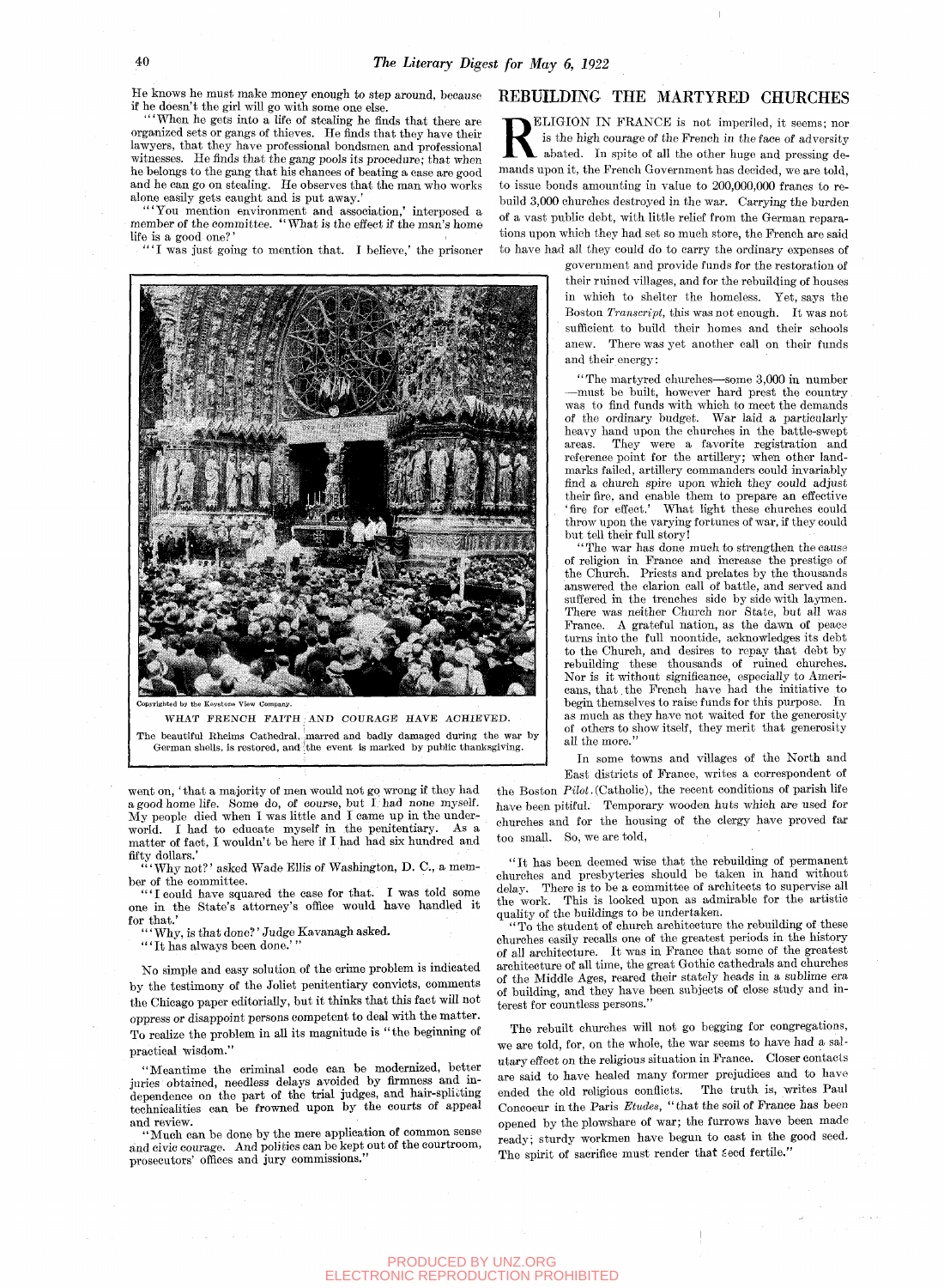He knows he must make money enough to step around, because if he doesn't the girl will go with some one else.

"'When he gets into a life of stealing he finds that there are organized sets or gangs of thieves. He finds that they have their lawyers, that they have professional bondsmen and professional witnesses. He finds that the gang pools its procedure; that when he belongs to the gang that his chances of beating a case are good and he can go on stealing. He observes that the man who works alone easily gets caught and is put away.'

"'You mention environment and association,' interposed a member of the committee. "What is the effect if the man's home life is a good one?'

"'I was just going to mention that. I believe,' the prisoner went on, 'that a majority of men would not go wrong if they had a good home life. Some do, of course, but I had none myself. My people died when I was little and I came up in the underworld. I had to educate myself in the penitentiary. As a matter of fact, I wouldn't be here if I had had six hundred and fifty dollars.'

"'Why not?' asked Wade Ellis of Washington, D. C., a member of the committee.

"'I could have squared the case for that. I was told some one in the State's attorney's office would have handled it for that.'

"'Why, is that done?' Judge Kavanagh asked.

"'It has always been done.'"

No simple and easy solution of the crime problem is indicated by the testimony of the Joliet penitentiary convicts, comments the Chicago paper editorially, but it thinks that this fact will not oppress or disappoint persons competent to deal with the matter. To realize the problem in all its magnitude is "the beginning of practical wisdom."

"Meantime the criminal code can be modernized, better juries obtained, needless delays avoided by firmness and independence on the part of the trial judges, and hair-splitting technicalities can be frowned upon by the courts of appeal and review.

"Much can be done by the mere application of common sense and civic courage. And politics can be kept out of the courtroom, prosecutors' offices and jury commissions."

## REBUILDING THE MARTYRED CHURCHES

RELIGION IN FRANCE is not imperiled, it seems; nor is the high courage of the French in the face of adversity abated. In spite of all the other huge and pressing demands upon it, the French Government has decided, we are told, to issue bonds amounting in value to 200,000,000 francs to rebuild 3,000 churches destroyed in the war. Carrying the burden of a vast public debt, with little relief from the German reparations upon which they had set so much store, the French are said to have had all they could do to carry the ordinary expenses of government and provide funds for the restoration of their ruined villages, and for the rebuilding of houses in which to shelter the homeless. Yet, says the Boston *Transcript*, this was not enough. It was not sufficient to build their homes and their schools anew. There was yet another call on their funds and their energy:

"The martyred churches—some 3,000 in number—must be built, however hard prest the country was to find funds with which to meet the demands of the ordinary budget. War laid a particularly heavy hand upon the churches in the battle-swept areas. They were a favorite registration and reference point for the artillery; when other landmarks failed, artillery commanders could invariably find a church spire upon which they could adjust their fire, and enable them to prepare an effective 'fire for effect.' What light these churches could throw upon the varying fortunes of war, if they could but tell their full story!

"The war has done much to strengthen the cause of religion in France and increase the prestige of the Church. Priests and prelates by the thousands answered the clarion call of battle, and served and suffered in the trenches side by side with laymen. There was neither Church nor State, but all was France. A grateful nation, as the dawn of peace turns into the full noontide, acknowledges its debt to the Church, and desires to repay that debt by rebuilding these thousands of ruined churches. Nor is it without significance, especially to Americans, that the French have had the initiative to begin themselves to raise funds for this purpose. In as much as they have not waited for the generosity of others to show itself, they merit that generosity all the more."

Copyrighted by the Keystone View Company.

WHAT FRENCH FAITH AND COURAGE HAVE ACHIEVED.

The beautiful Rheims Cathedral, marred and badly damaged during the war by German shells, is restored, and the event is marked by public thanksgiving.

In some towns and villages of the North and East districts of France, writes a correspondent of the Boston *Pilot* (Catholic), the recent conditions of parish life have been pitiful. Temporary wooden huts which are used for churches and for the housing of the clergy have proved far too small. So, we are told,

"It has been deemed wise that the rebuilding of permanent churches and presbyteries should be taken in hand without delay. There is to be a committee of architects to supervise all the work. This is looked upon as admirable for the artistic quality of the buildings to be undertaken.

"To the student of church architecture the rebuilding of these churches easily recalls one of the greatest periods in the history of all architecture. It was in France that some of the greatest architecture of all time, the great Gothic cathedrals and churches of the Middle Ages, reared their stately heads in a sublime era of building, and they have been subjects of close study and interest for countless persons."

The rebuilt churches will not go begging for congregations, we are told, for, on the whole, the war seems to have had a salutary effect on the religious situation in France. Closer contacts are said to have healed many former prejudices and to have ended the old religious conflicts. The truth is, writes Paul Concoeur in the Paris *Etudes*, "that the soil of France has been opened by the plowshare of war; the furrows have been made ready; sturdy workmen have begun to cast in the good seed. The spirit of sacrifice must render that seed fertile."